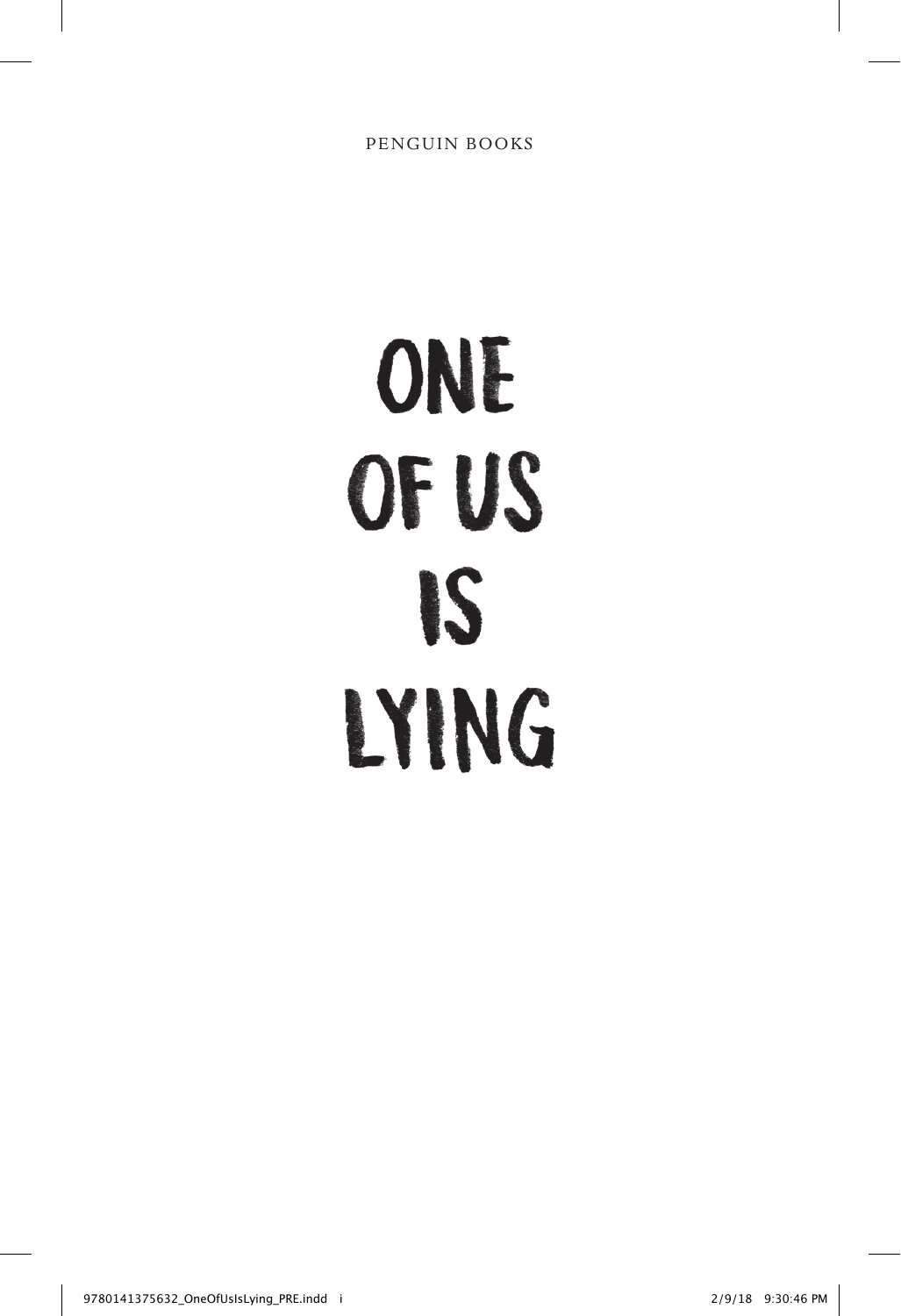PENGUIN BOOKS

# ONE OF US IS LYING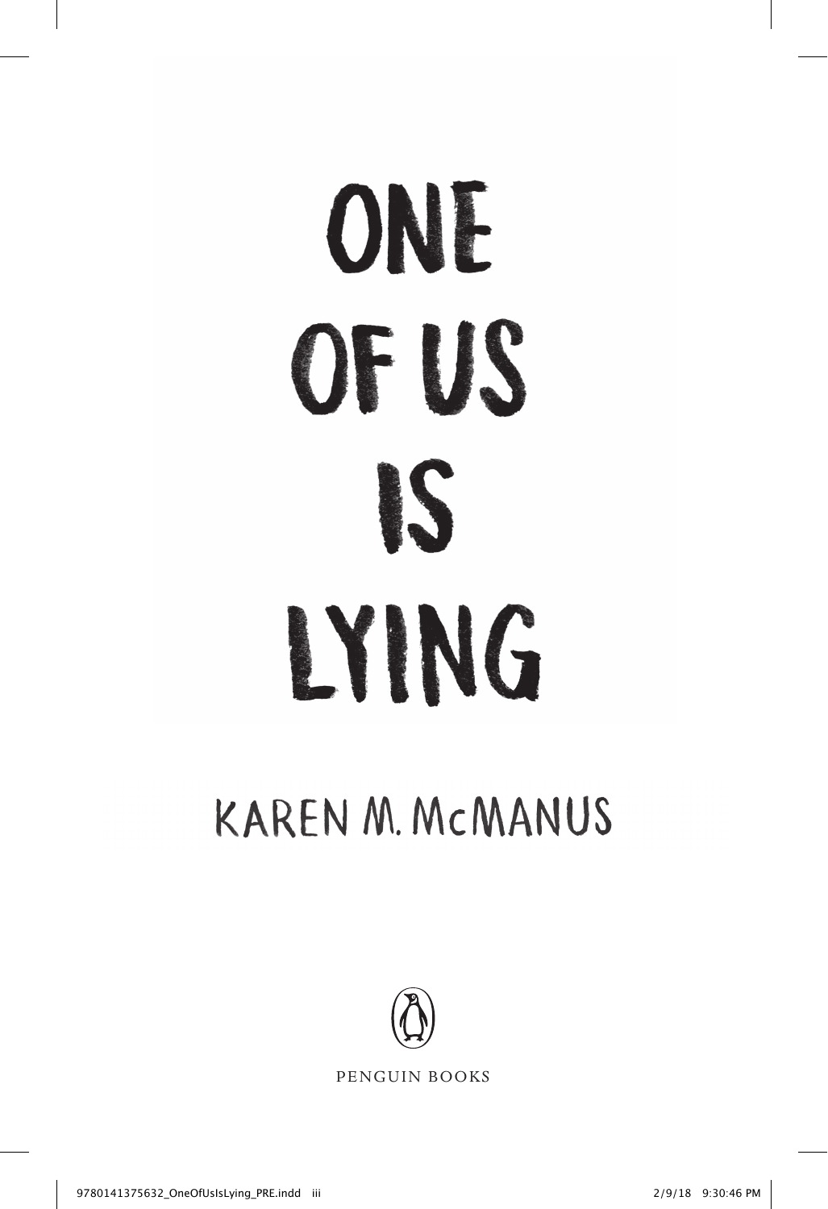# ONE OF US IS LYING

KAREN M. McMANUS

PENGUIN BOOKS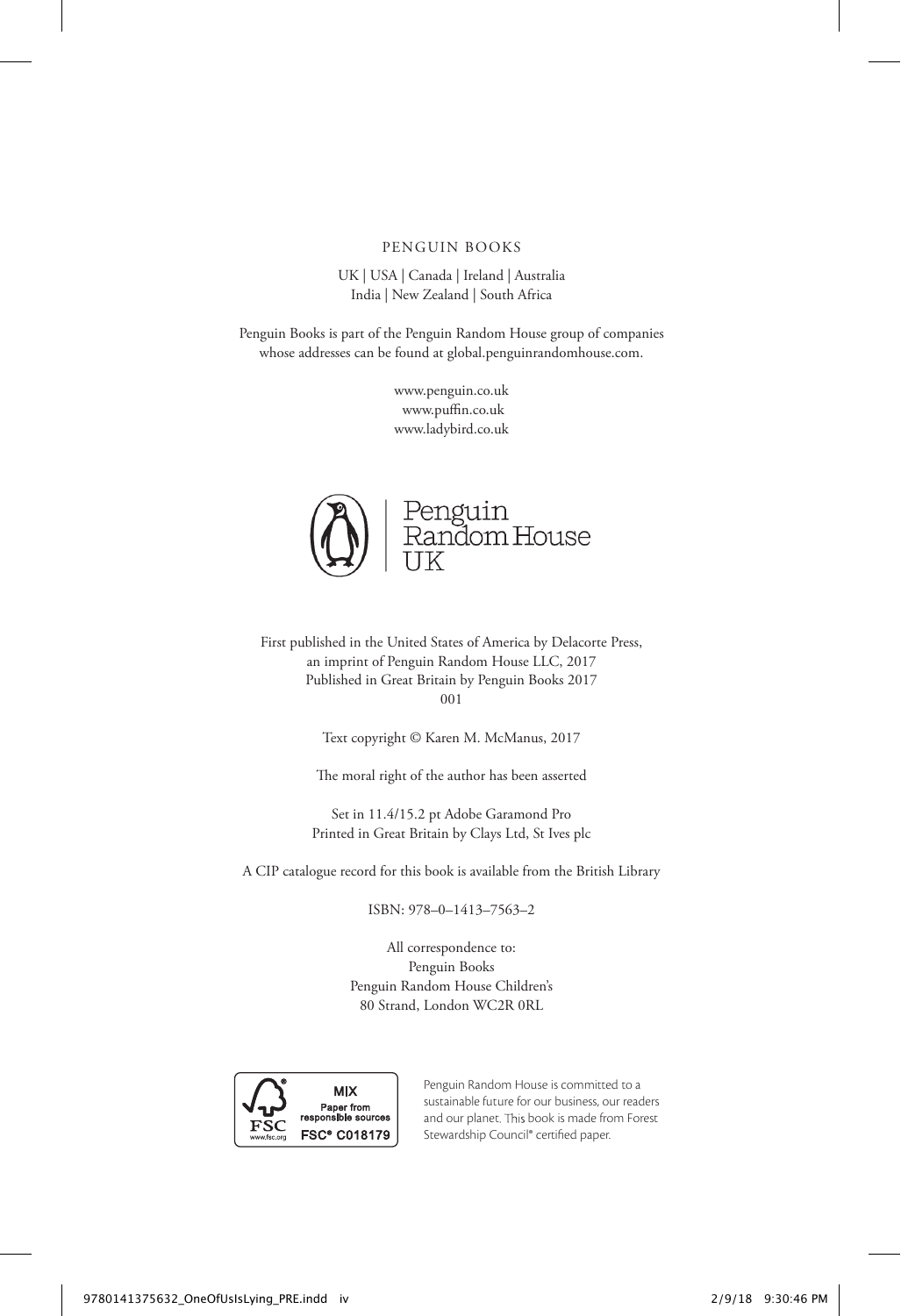PENGUIN BOOKS

UK | USA | Canada | Ireland | Australia
India | New Zealand | South Africa

Penguin Books is part of the Penguin Random House group of companies whose addresses can be found at global.penguinrandomhouse.com.

www.penguin.co.uk
www.puffin.co.uk
www.ladybird.co.uk

Penguin Random House UK

First published in the United States of America by Delacorte Press, an imprint of Penguin Random House LLC, 2017
Published in Great Britain by Penguin Books 2017
001

Text copyright © Karen M. McManus, 2017

The moral right of the author has been asserted

Set in 11.4/15.2 pt Adobe Garamond Pro
Printed in Great Britain by Clays Ltd, St Ives plc

A CIP catalogue record for this book is available from the British Library

ISBN: 978–0–1413–7563–2

All correspondence to:
Penguin Books
Penguin Random House Children's
80 Strand, London WC2R 0RL

MIX
Paper from responsible sources
FSC® C018179
www.fsc.org

Penguin Random House is committed to a sustainable future for our business, our readers and our planet. This book is made from Forest Stewardship Council® certified paper.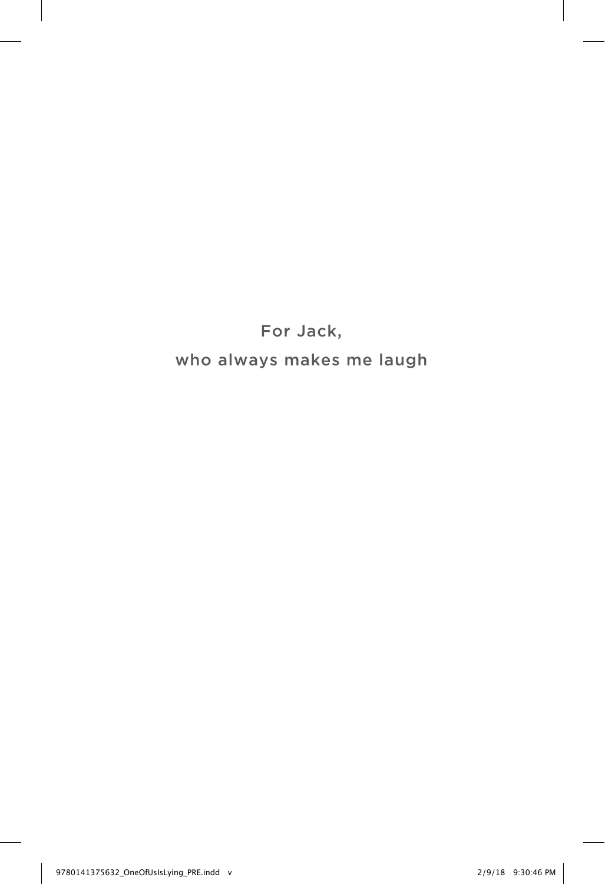For Jack,

who always makes me laugh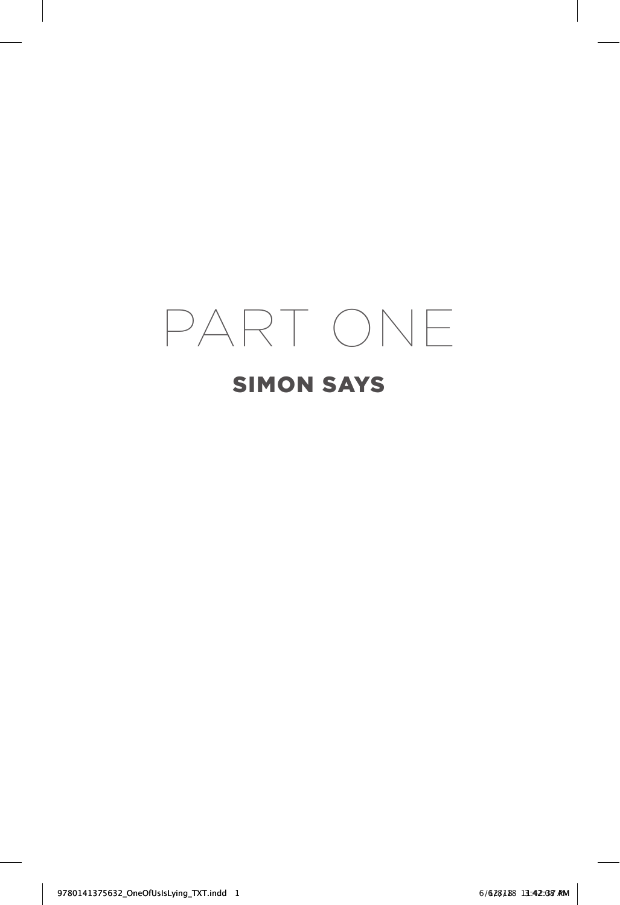# PART ONE

## SIMON SAYS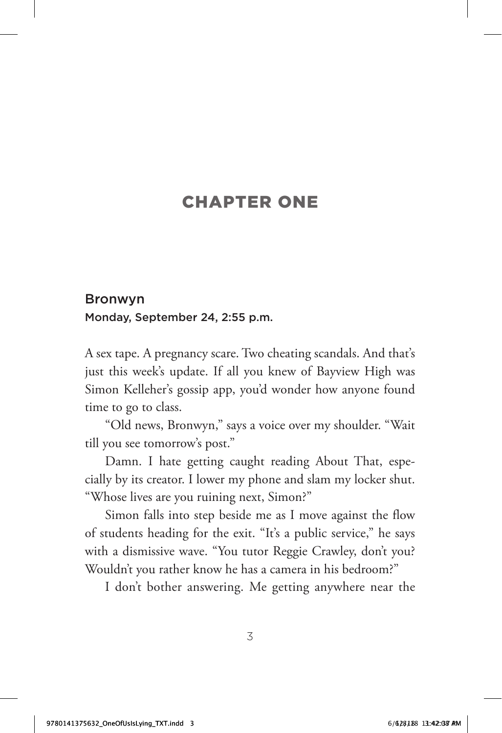# CHAPTER ONE

## Bronwyn

Monday, September 24, 2:55 p.m.

A sex tape. A pregnancy scare. Two cheating scandals. And that's just this week's update. If all you knew of Bayview High was Simon Kelleher's gossip app, you'd wonder how anyone found time to go to class.

"Old news, Bronwyn," says a voice over my shoulder. "Wait till you see tomorrow's post."

Damn. I hate getting caught reading About That, especially by its creator. I lower my phone and slam my locker shut. "Whose lives are you ruining next, Simon?"

Simon falls into step beside me as I move against the flow of students heading for the exit. "It's a public service," he says with a dismissive wave. "You tutor Reggie Crawley, don't you? Wouldn't you rather know he has a camera in his bedroom?"

I don't bother answering. Me getting anywhere near the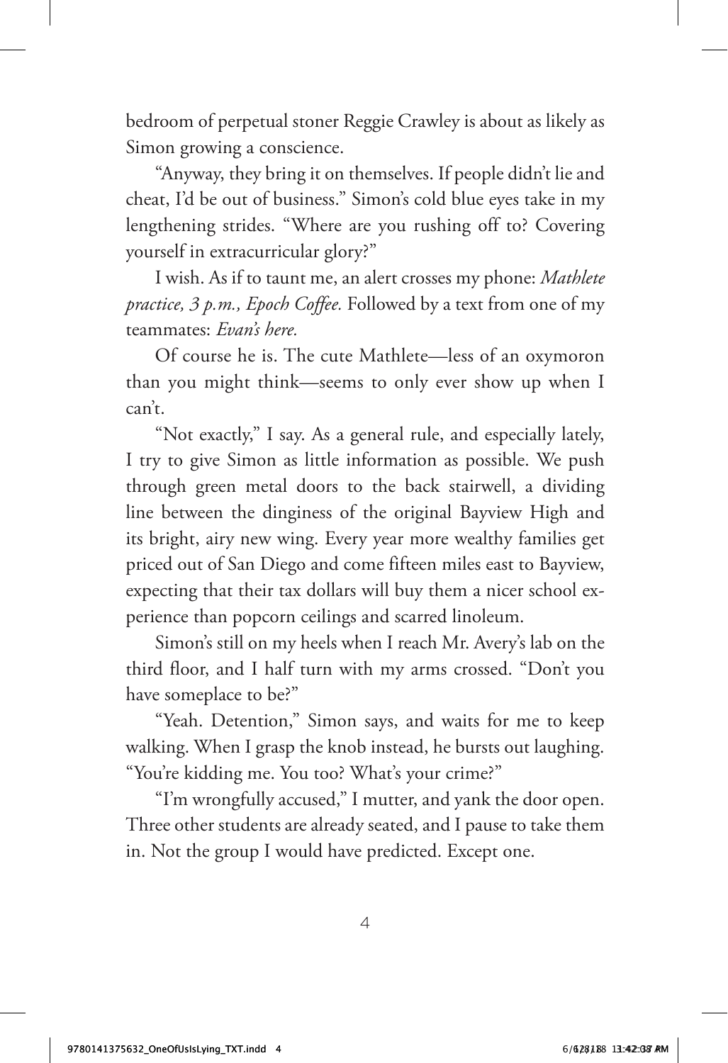bedroom of perpetual stoner Reggie Crawley is about as likely as Simon growing a conscience.

"Anyway, they bring it on themselves. If people didn't lie and cheat, I'd be out of business." Simon's cold blue eyes take in my lengthening strides. "Where are you rushing off to? Covering yourself in extracurricular glory?"

I wish. As if to taunt me, an alert crosses my phone: *Mathlete practice, 3 p.m., Epoch Coffee.* Followed by a text from one of my teammates: *Evan's here.*

Of course he is. The cute Mathlete—less of an oxymoron than you might think—seems to only ever show up when I can't.

"Not exactly," I say. As a general rule, and especially lately, I try to give Simon as little information as possible. We push through green metal doors to the back stairwell, a dividing line between the dinginess of the original Bayview High and its bright, airy new wing. Every year more wealthy families get priced out of San Diego and come fifteen miles east to Bayview, expecting that their tax dollars will buy them a nicer school experience than popcorn ceilings and scarred linoleum.

Simon's still on my heels when I reach Mr. Avery's lab on the third floor, and I half turn with my arms crossed. "Don't you have someplace to be?"

"Yeah. Detention," Simon says, and waits for me to keep walking. When I grasp the knob instead, he bursts out laughing. "You're kidding me. You too? What's your crime?"

"I'm wrongfully accused," I mutter, and yank the door open. Three other students are already seated, and I pause to take them in. Not the group I would have predicted. Except one.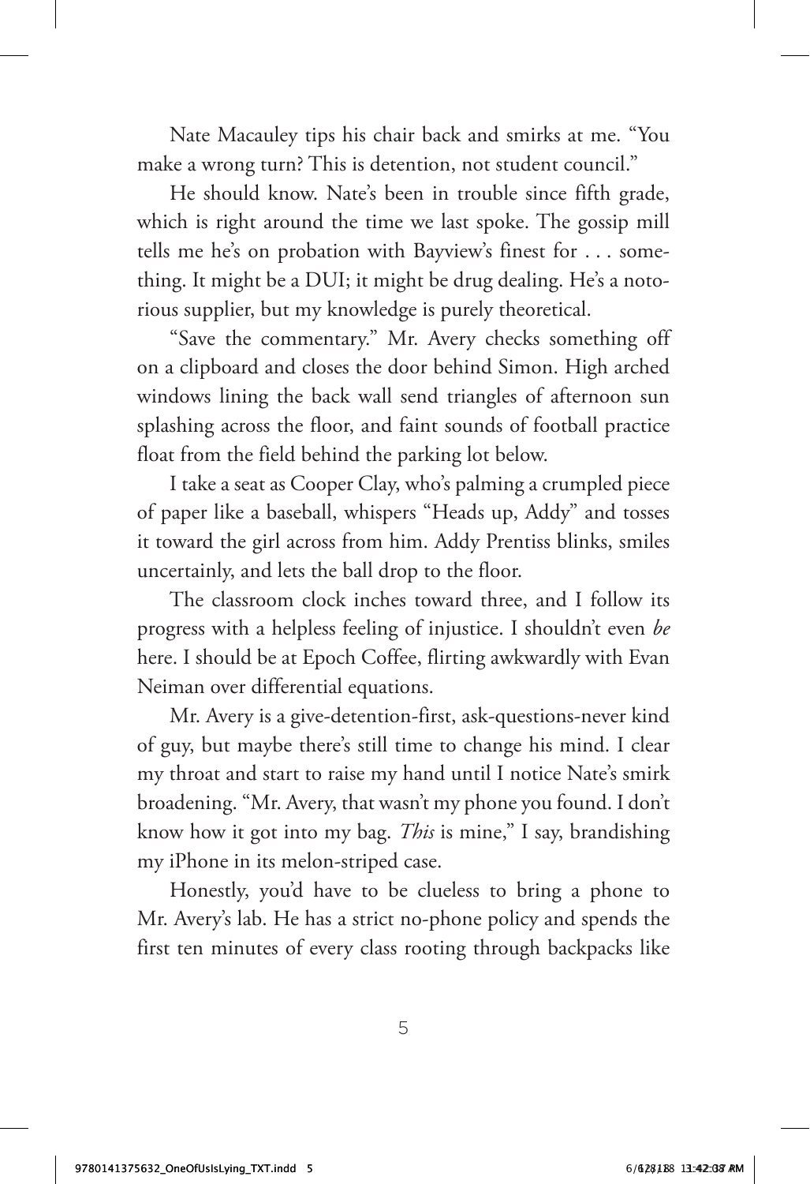Nate Macauley tips his chair back and smirks at me. "You make a wrong turn? This is detention, not student council."

He should know. Nate's been in trouble since fifth grade, which is right around the time we last spoke. The gossip mill tells me he's on probation with Bayview's finest for . . . something. It might be a DUI; it might be drug dealing. He's a notorious supplier, but my knowledge is purely theoretical.

"Save the commentary." Mr. Avery checks something off on a clipboard and closes the door behind Simon. High arched windows lining the back wall send triangles of afternoon sun splashing across the floor, and faint sounds of football practice float from the field behind the parking lot below.

I take a seat as Cooper Clay, who's palming a crumpled piece of paper like a baseball, whispers "Heads up, Addy" and tosses it toward the girl across from him. Addy Prentiss blinks, smiles uncertainly, and lets the ball drop to the floor.

The classroom clock inches toward three, and I follow its progress with a helpless feeling of injustice. I shouldn't even *be* here. I should be at Epoch Coffee, flirting awkwardly with Evan Neiman over differential equations.

Mr. Avery is a give-detention-first, ask-questions-never kind of guy, but maybe there's still time to change his mind. I clear my throat and start to raise my hand until I notice Nate's smirk broadening. "Mr. Avery, that wasn't my phone you found. I don't know how it got into my bag. *This* is mine," I say, brandishing my iPhone in its melon-striped case.

Honestly, you'd have to be clueless to bring a phone to Mr. Avery's lab. He has a strict no-phone policy and spends the first ten minutes of every class rooting through backpacks like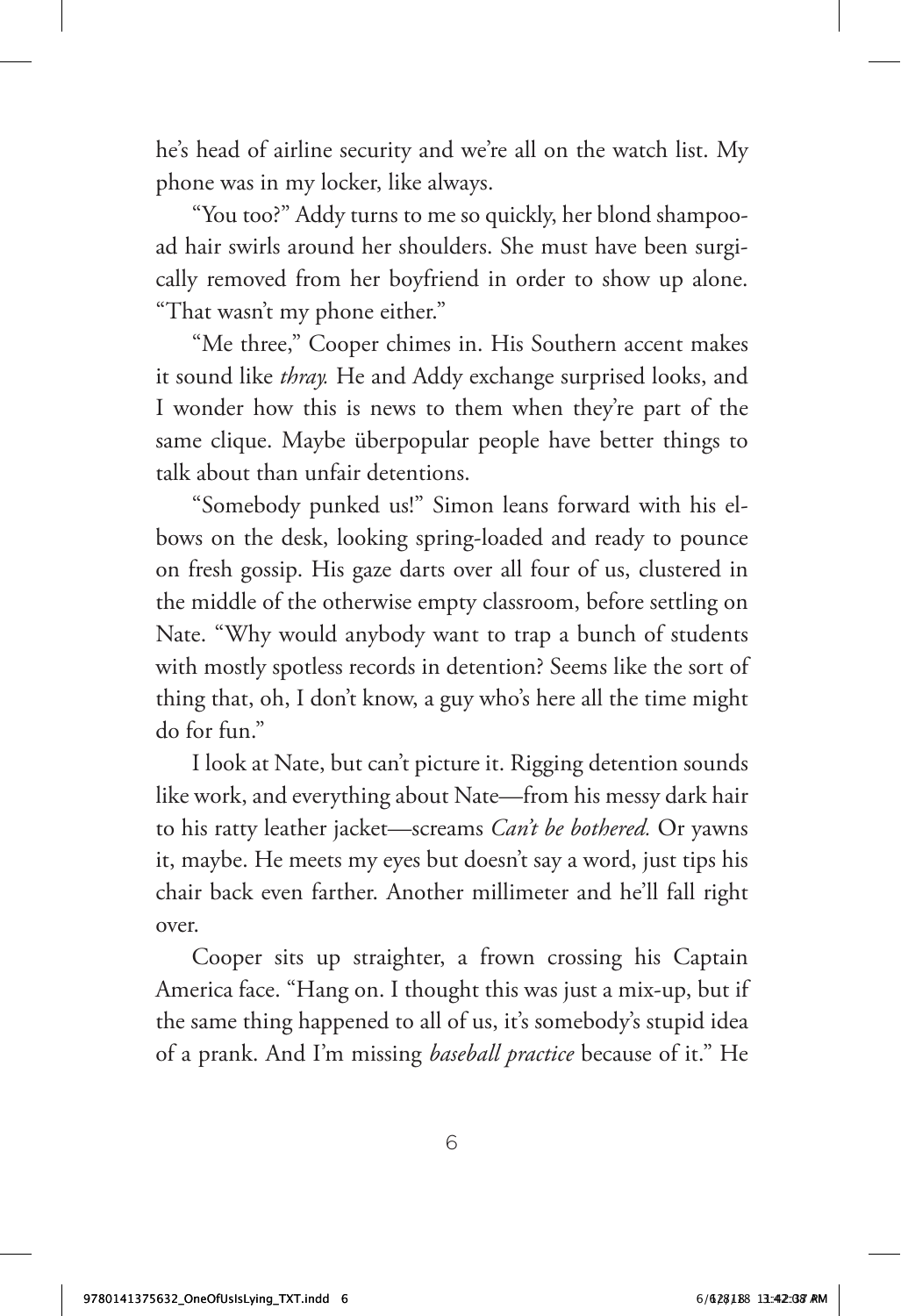he's head of airline security and we're all on the watch list. My phone was in my locker, like always.

"You too?" Addy turns to me so quickly, her blond shampoo-ad hair swirls around her shoulders. She must have been surgically removed from her boyfriend in order to show up alone. "That wasn't my phone either."

"Me three," Cooper chimes in. His Southern accent makes it sound like *thray.* He and Addy exchange surprised looks, and I wonder how this is news to them when they're part of the same clique. Maybe überpopular people have better things to talk about than unfair detentions.

"Somebody punked us!" Simon leans forward with his elbows on the desk, looking spring-loaded and ready to pounce on fresh gossip. His gaze darts over all four of us, clustered in the middle of the otherwise empty classroom, before settling on Nate. "Why would anybody want to trap a bunch of students with mostly spotless records in detention? Seems like the sort of thing that, oh, I don't know, a guy who's here all the time might do for fun."

I look at Nate, but can't picture it. Rigging detention sounds like work, and everything about Nate—from his messy dark hair to his ratty leather jacket—screams *Can't be bothered.* Or yawns it, maybe. He meets my eyes but doesn't say a word, just tips his chair back even farther. Another millimeter and he'll fall right over.

Cooper sits up straighter, a frown crossing his Captain America face. "Hang on. I thought this was just a mix-up, but if the same thing happened to all of us, it's somebody's stupid idea of a prank. And I'm missing *baseball practice* because of it." He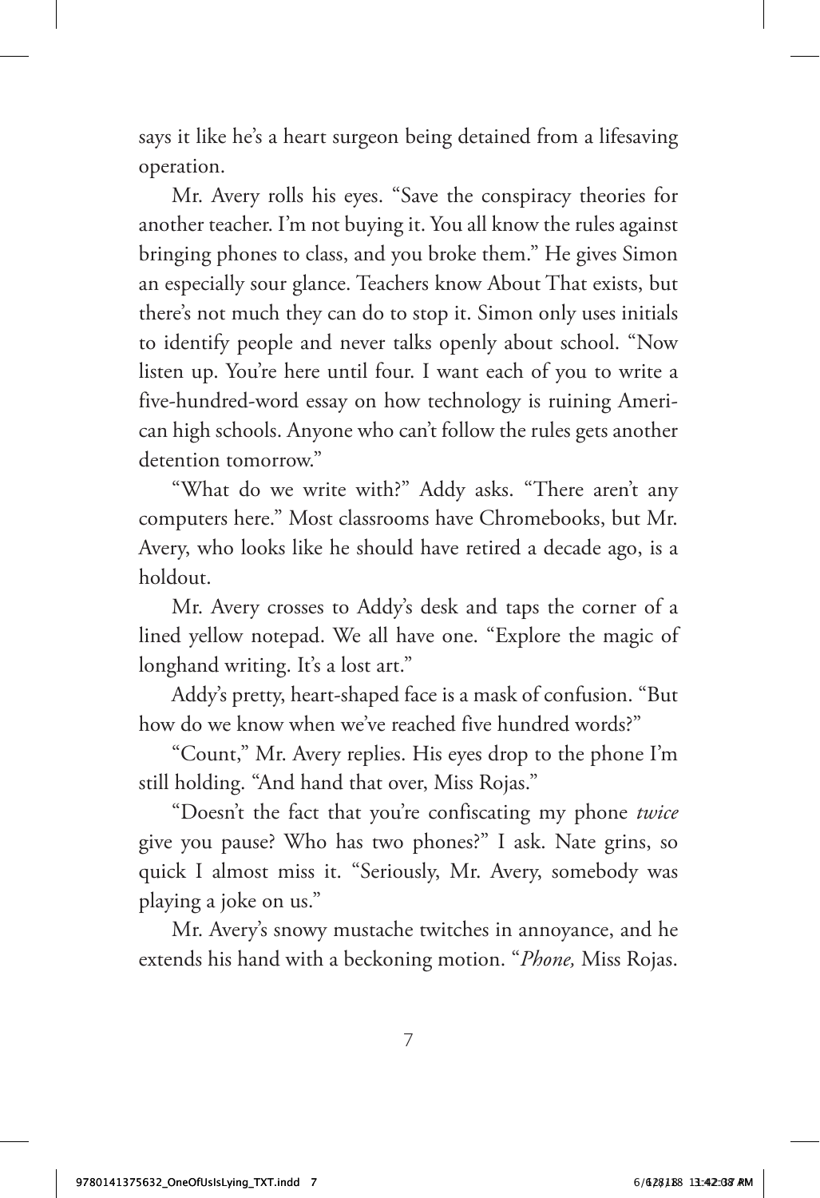says it like he's a heart surgeon being detained from a lifesaving operation.

Mr. Avery rolls his eyes. "Save the conspiracy theories for another teacher. I'm not buying it. You all know the rules against bringing phones to class, and you broke them." He gives Simon an especially sour glance. Teachers know About That exists, but there's not much they can do to stop it. Simon only uses initials to identify people and never talks openly about school. "Now listen up. You're here until four. I want each of you to write a five-hundred-word essay on how technology is ruining American high schools. Anyone who can't follow the rules gets another detention tomorrow."

"What do we write with?" Addy asks. "There aren't any computers here." Most classrooms have Chromebooks, but Mr. Avery, who looks like he should have retired a decade ago, is a holdout.

Mr. Avery crosses to Addy's desk and taps the corner of a lined yellow notepad. We all have one. "Explore the magic of longhand writing. It's a lost art."

Addy's pretty, heart-shaped face is a mask of confusion. "But how do we know when we've reached five hundred words?"

"Count," Mr. Avery replies. His eyes drop to the phone I'm still holding. "And hand that over, Miss Rojas."

"Doesn't the fact that you're confiscating my phone *twice* give you pause? Who has two phones?" I ask. Nate grins, so quick I almost miss it. "Seriously, Mr. Avery, somebody was playing a joke on us."

Mr. Avery's snowy mustache twitches in annoyance, and he extends his hand with a beckoning motion. "*Phone,* Miss Rojas.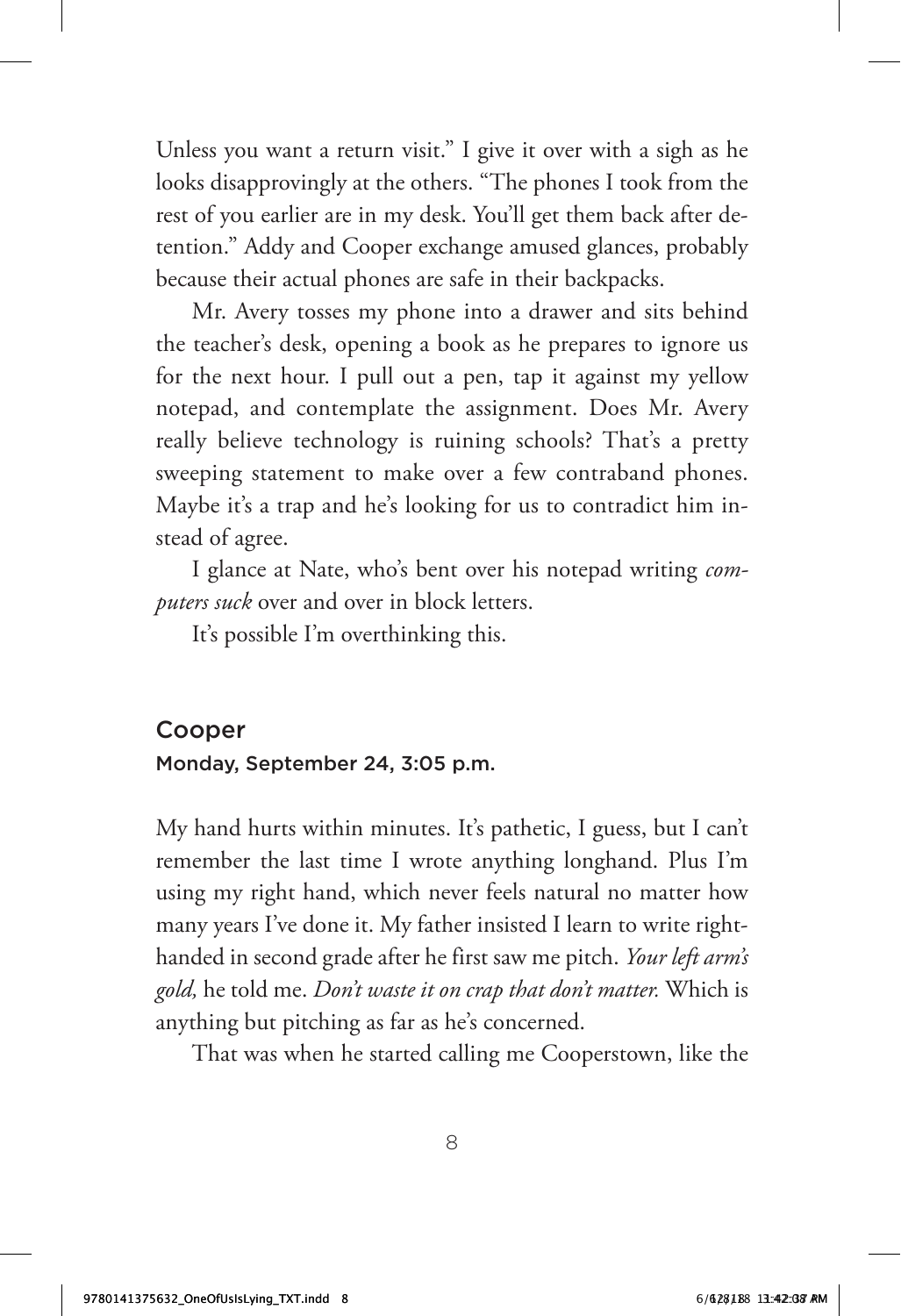Unless you want a return visit." I give it over with a sigh as he looks disapprovingly at the others. "The phones I took from the rest of you earlier are in my desk. You'll get them back after detention." Addy and Cooper exchange amused glances, probably because their actual phones are safe in their backpacks.

Mr. Avery tosses my phone into a drawer and sits behind the teacher's desk, opening a book as he prepares to ignore us for the next hour. I pull out a pen, tap it against my yellow notepad, and contemplate the assignment. Does Mr. Avery really believe technology is ruining schools? That's a pretty sweeping statement to make over a few contraband phones. Maybe it's a trap and he's looking for us to contradict him instead of agree.

I glance at Nate, who's bent over his notepad writing *computers suck* over and over in block letters.

It's possible I'm overthinking this.

## Cooper

### Monday, September 24, 3:05 p.m.

My hand hurts within minutes. It's pathetic, I guess, but I can't remember the last time I wrote anything longhand. Plus I'm using my right hand, which never feels natural no matter how many years I've done it. My father insisted I learn to write right-handed in second grade after he first saw me pitch. *Your left arm's gold,* he told me. *Don't waste it on crap that don't matter.* Which is anything but pitching as far as he's concerned.

That was when he started calling me Cooperstown, like the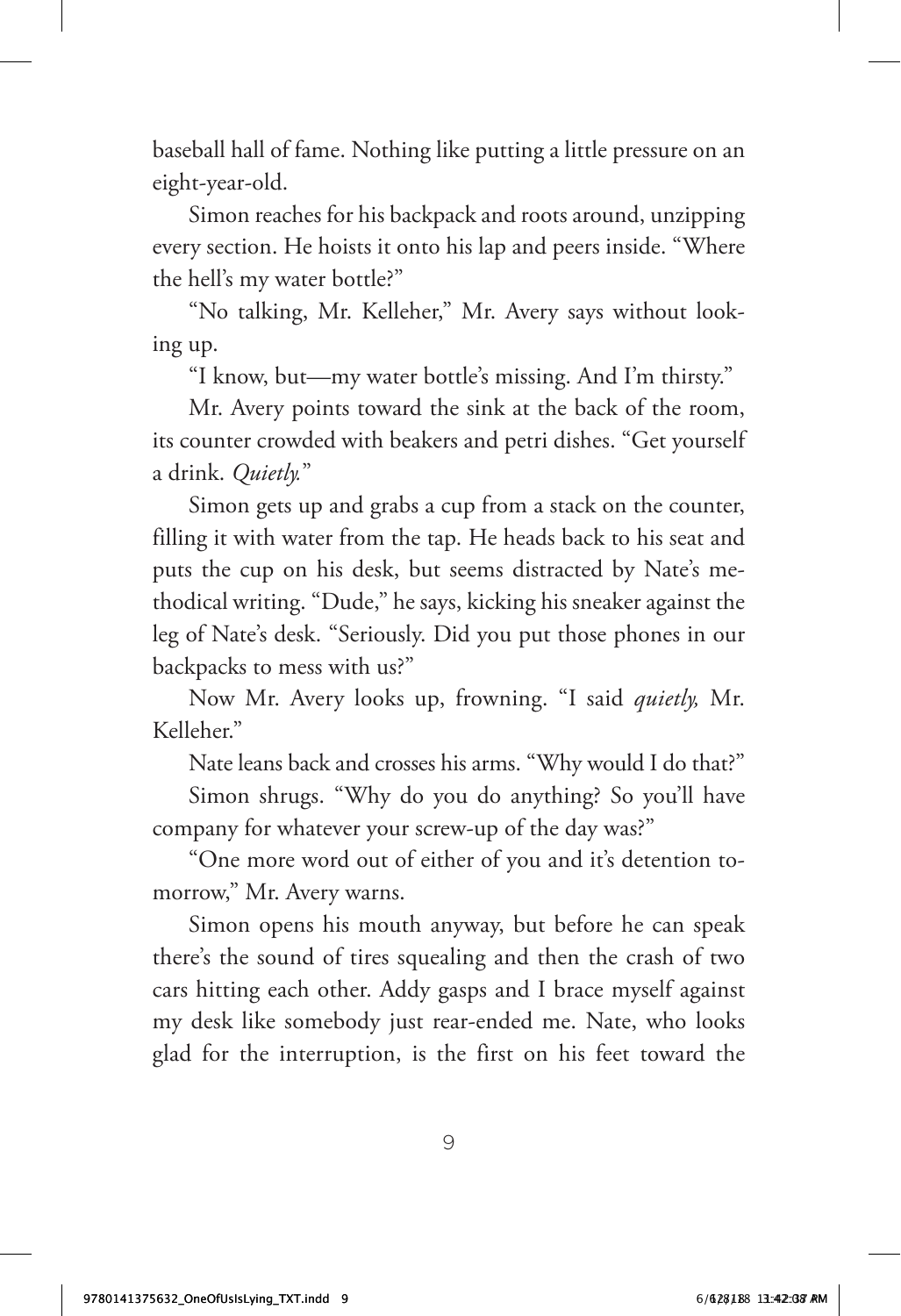baseball hall of fame. Nothing like putting a little pressure on an eight-year-old.

Simon reaches for his backpack and roots around, unzipping every section. He hoists it onto his lap and peers inside. "Where the hell's my water bottle?"

"No talking, Mr. Kelleher," Mr. Avery says without looking up.

"I know, but—my water bottle's missing. And I'm thirsty."

Mr. Avery points toward the sink at the back of the room, its counter crowded with beakers and petri dishes. "Get yourself a drink. *Quietly.*"

Simon gets up and grabs a cup from a stack on the counter, filling it with water from the tap. He heads back to his seat and puts the cup on his desk, but seems distracted by Nate's methodical writing. "Dude," he says, kicking his sneaker against the leg of Nate's desk. "Seriously. Did you put those phones in our backpacks to mess with us?"

Now Mr. Avery looks up, frowning. "I said *quietly,* Mr. Kelleher."

Nate leans back and crosses his arms. "Why would I do that?"

Simon shrugs. "Why do you do anything? So you'll have company for whatever your screw-up of the day was?"

"One more word out of either of you and it's detention tomorrow," Mr. Avery warns.

Simon opens his mouth anyway, but before he can speak there's the sound of tires squealing and then the crash of two cars hitting each other. Addy gasps and I brace myself against my desk like somebody just rear-ended me. Nate, who looks glad for the interruption, is the first on his feet toward the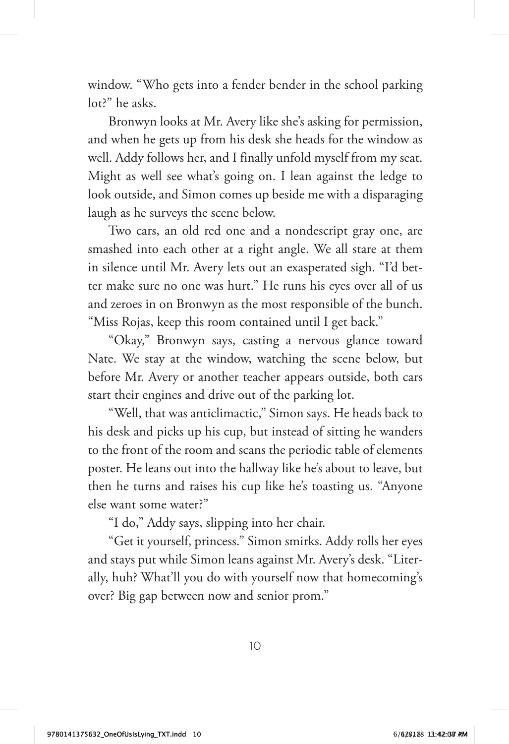window. "Who gets into a fender bender in the school parking lot?" he asks.

Bronwyn looks at Mr. Avery like she's asking for permission, and when he gets up from his desk she heads for the window as well. Addy follows her, and I finally unfold myself from my seat. Might as well see what's going on. I lean against the ledge to look outside, and Simon comes up beside me with a disparaging laugh as he surveys the scene below.

Two cars, an old red one and a nondescript gray one, are smashed into each other at a right angle. We all stare at them in silence until Mr. Avery lets out an exasperated sigh. "I'd better make sure no one was hurt." He runs his eyes over all of us and zeroes in on Bronwyn as the most responsible of the bunch. "Miss Rojas, keep this room contained until I get back."

"Okay," Bronwyn says, casting a nervous glance toward Nate. We stay at the window, watching the scene below, but before Mr. Avery or another teacher appears outside, both cars start their engines and drive out of the parking lot.

"Well, that was anticlimactic," Simon says. He heads back to his desk and picks up his cup, but instead of sitting he wanders to the front of the room and scans the periodic table of elements poster. He leans out into the hallway like he's about to leave, but then he turns and raises his cup like he's toasting us. "Anyone else want some water?"

"I do," Addy says, slipping into her chair.

"Get it yourself, princess." Simon smirks. Addy rolls her eyes and stays put while Simon leans against Mr. Avery's desk. "Literally, huh? What'll you do with yourself now that homecoming's over? Big gap between now and senior prom."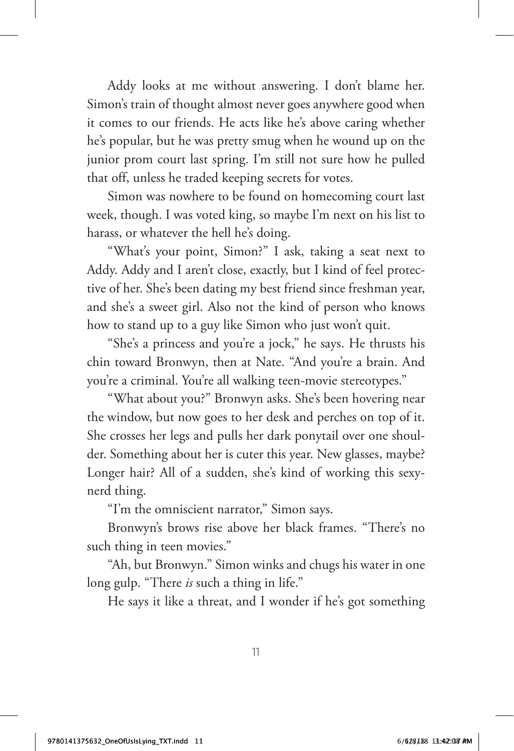Addy looks at me without answering. I don't blame her. Simon's train of thought almost never goes anywhere good when it comes to our friends. He acts like he's above caring whether he's popular, but he was pretty smug when he wound up on the junior prom court last spring. I'm still not sure how he pulled that off, unless he traded keeping secrets for votes.

Simon was nowhere to be found on homecoming court last week, though. I was voted king, so maybe I'm next on his list to harass, or whatever the hell he's doing.

"What's your point, Simon?" I ask, taking a seat next to Addy. Addy and I aren't close, exactly, but I kind of feel protective of her. She's been dating my best friend since freshman year, and she's a sweet girl. Also not the kind of person who knows how to stand up to a guy like Simon who just won't quit.

"She's a princess and you're a jock," he says. He thrusts his chin toward Bronwyn, then at Nate. "And you're a brain. And you're a criminal. You're all walking teen-movie stereotypes."

"What about you?" Bronwyn asks. She's been hovering near the window, but now goes to her desk and perches on top of it. She crosses her legs and pulls her dark ponytail over one shoulder. Something about her is cuter this year. New glasses, maybe? Longer hair? All of a sudden, she's kind of working this sexy-nerd thing.

"I'm the omniscient narrator," Simon says.

Bronwyn's brows rise above her black frames. "There's no such thing in teen movies."

"Ah, but Bronwyn." Simon winks and chugs his water in one long gulp. "There *is* such a thing in life."

He says it like a threat, and I wonder if he's got something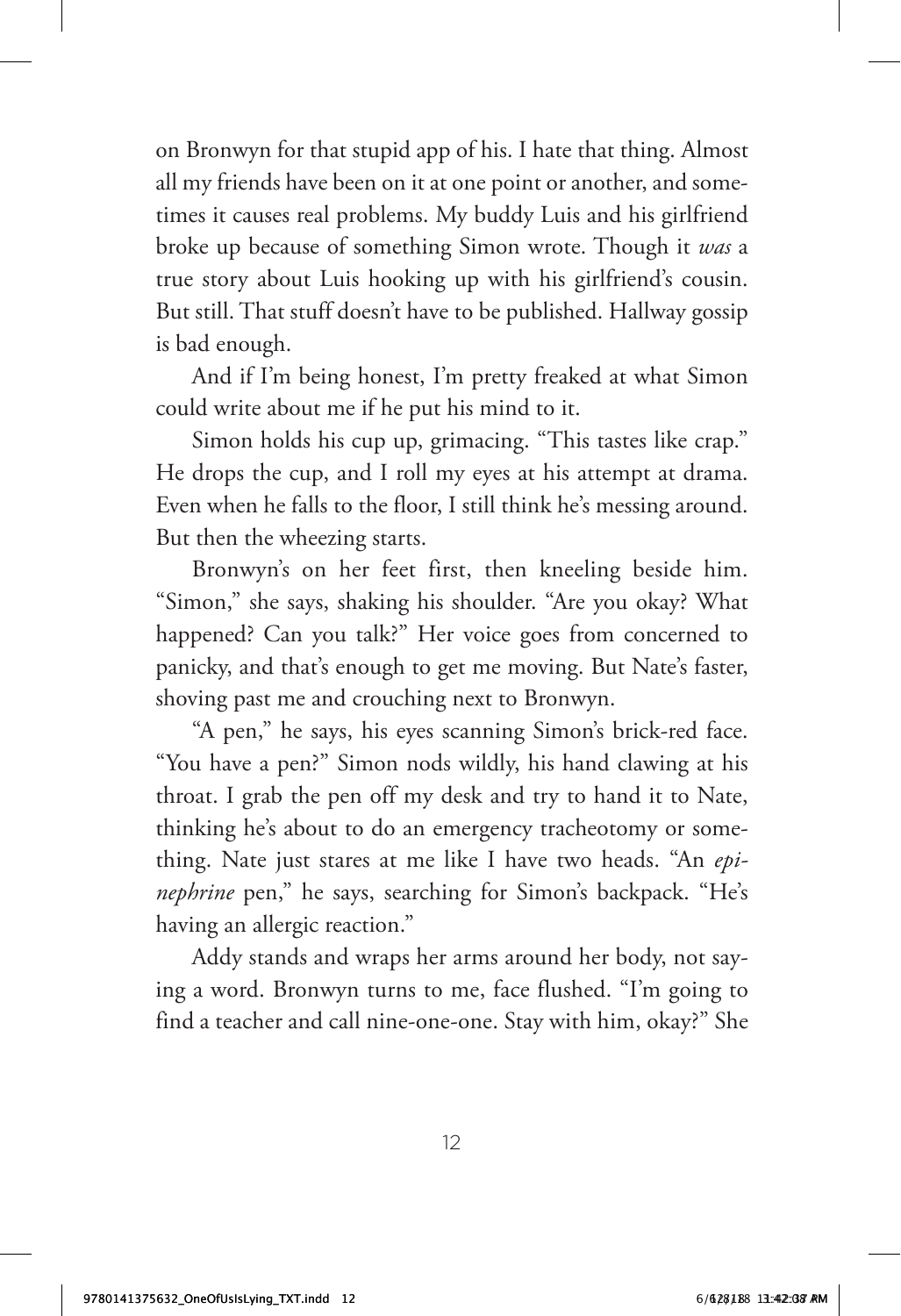on Bronwyn for that stupid app of his. I hate that thing. Almost all my friends have been on it at one point or another, and sometimes it causes real problems. My buddy Luis and his girlfriend broke up because of something Simon wrote. Though it *was* a true story about Luis hooking up with his girlfriend's cousin. But still. That stuff doesn't have to be published. Hallway gossip is bad enough.

And if I'm being honest, I'm pretty freaked at what Simon could write about me if he put his mind to it.

Simon holds his cup up, grimacing. "This tastes like crap." He drops the cup, and I roll my eyes at his attempt at drama. Even when he falls to the floor, I still think he's messing around. But then the wheezing starts.

Bronwyn's on her feet first, then kneeling beside him. "Simon," she says, shaking his shoulder. "Are you okay? What happened? Can you talk?" Her voice goes from concerned to panicky, and that's enough to get me moving. But Nate's faster, shoving past me and crouching next to Bronwyn.

"A pen," he says, his eyes scanning Simon's brick-red face. "You have a pen?" Simon nods wildly, his hand clawing at his throat. I grab the pen off my desk and try to hand it to Nate, thinking he's about to do an emergency tracheotomy or something. Nate just stares at me like I have two heads. "An *epinephrine* pen," he says, searching for Simon's backpack. "He's having an allergic reaction."

Addy stands and wraps her arms around her body, not saying a word. Bronwyn turns to me, face flushed. "I'm going to find a teacher and call nine-one-one. Stay with him, okay?" She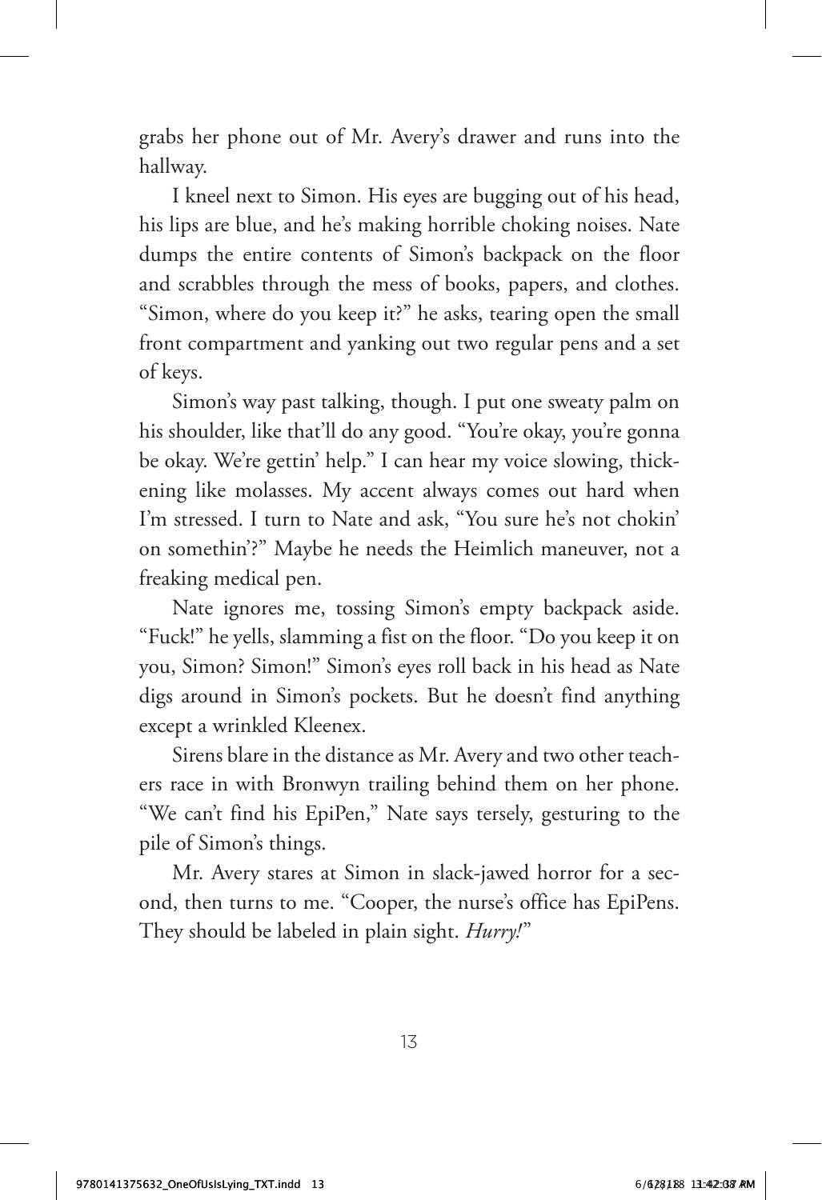grabs her phone out of Mr. Avery's drawer and runs into the hallway.

I kneel next to Simon. His eyes are bugging out of his head, his lips are blue, and he's making horrible choking noises. Nate dumps the entire contents of Simon's backpack on the floor and scrabbles through the mess of books, papers, and clothes. "Simon, where do you keep it?" he asks, tearing open the small front compartment and yanking out two regular pens and a set of keys.

Simon's way past talking, though. I put one sweaty palm on his shoulder, like that'll do any good. "You're okay, you're gonna be okay. We're gettin' help." I can hear my voice slowing, thickening like molasses. My accent always comes out hard when I'm stressed. I turn to Nate and ask, "You sure he's not chokin' on somethin'?" Maybe he needs the Heimlich maneuver, not a freaking medical pen.

Nate ignores me, tossing Simon's empty backpack aside. "Fuck!" he yells, slamming a fist on the floor. "Do you keep it on you, Simon? Simon!" Simon's eyes roll back in his head as Nate digs around in Simon's pockets. But he doesn't find anything except a wrinkled Kleenex.

Sirens blare in the distance as Mr. Avery and two other teachers race in with Bronwyn trailing behind them on her phone. "We can't find his EpiPen," Nate says tersely, gesturing to the pile of Simon's things.

Mr. Avery stares at Simon in slack-jawed horror for a second, then turns to me. "Cooper, the nurse's office has EpiPens. They should be labeled in plain sight. *Hurry!*"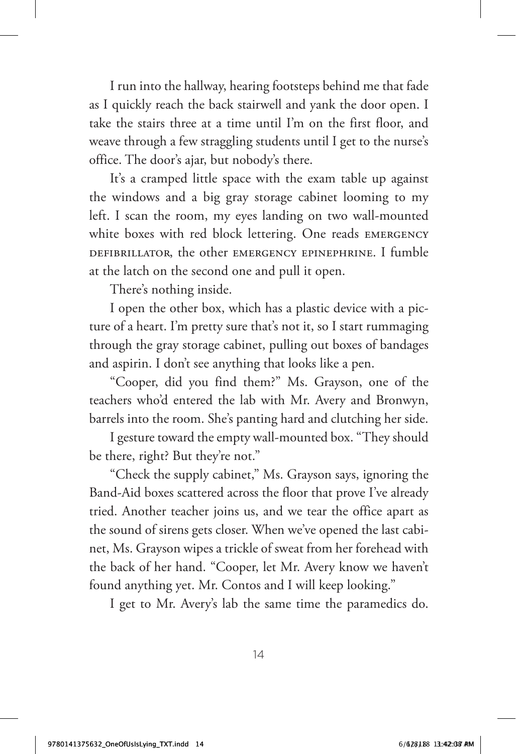I run into the hallway, hearing footsteps behind me that fade as I quickly reach the back stairwell and yank the door open. I take the stairs three at a time until I'm on the first floor, and weave through a few straggling students until I get to the nurse's office. The door's ajar, but nobody's there.

It's a cramped little space with the exam table up against the windows and a big gray storage cabinet looming to my left. I scan the room, my eyes landing on two wall-mounted white boxes with red block lettering. One reads EMERGENCY DEFIBRILLATOR, the other EMERGENCY EPINEPHRINE. I fumble at the latch on the second one and pull it open.

There's nothing inside.

I open the other box, which has a plastic device with a picture of a heart. I'm pretty sure that's not it, so I start rummaging through the gray storage cabinet, pulling out boxes of bandages and aspirin. I don't see anything that looks like a pen.

"Cooper, did you find them?" Ms. Grayson, one of the teachers who'd entered the lab with Mr. Avery and Bronwyn, barrels into the room. She's panting hard and clutching her side.

I gesture toward the empty wall-mounted box. "They should be there, right? But they're not."

"Check the supply cabinet," Ms. Grayson says, ignoring the Band-Aid boxes scattered across the floor that prove I've already tried. Another teacher joins us, and we tear the office apart as the sound of sirens gets closer. When we've opened the last cabinet, Ms. Grayson wipes a trickle of sweat from her forehead with the back of her hand. "Cooper, let Mr. Avery know we haven't found anything yet. Mr. Contos and I will keep looking."

I get to Mr. Avery's lab the same time the paramedics do.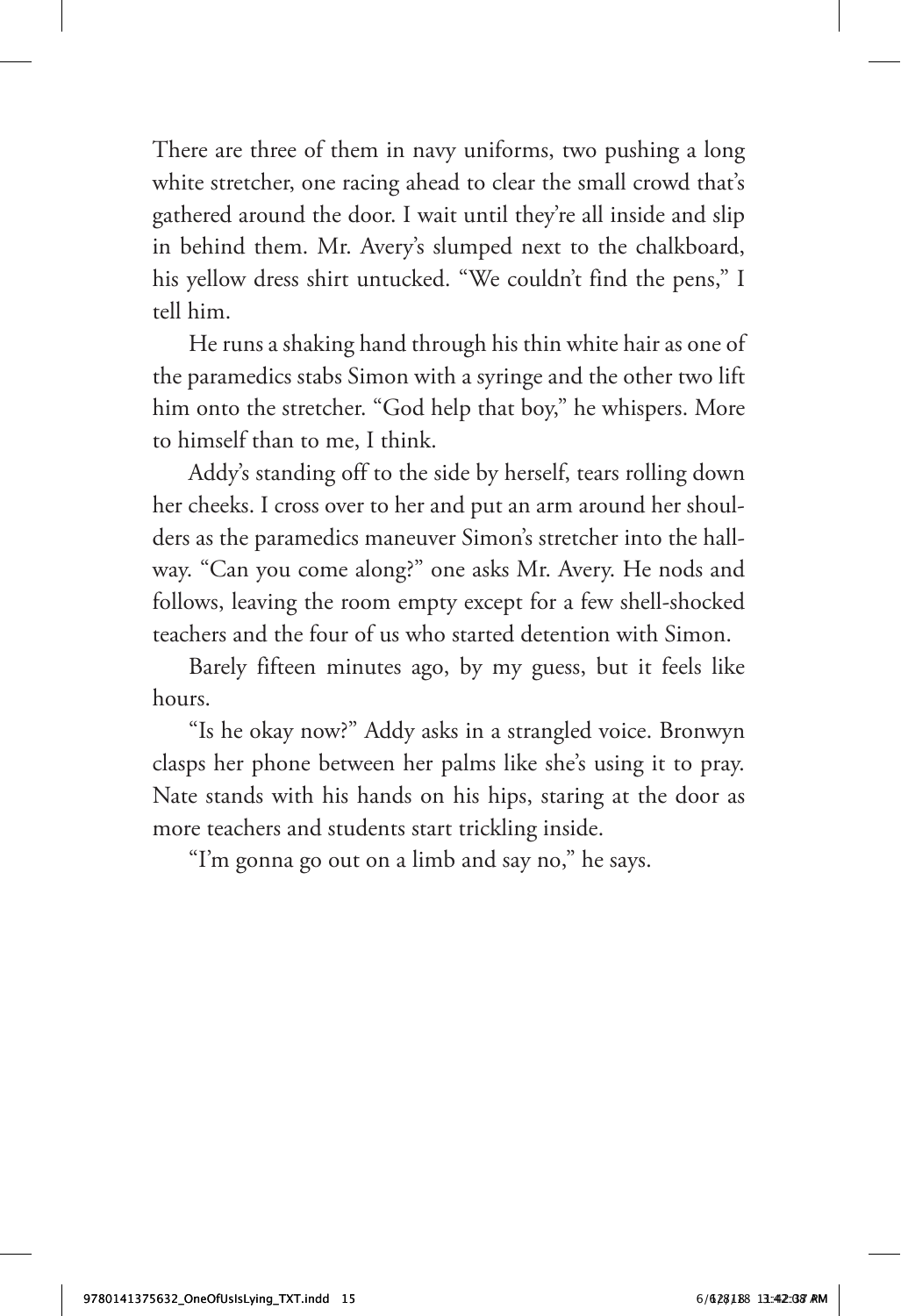There are three of them in navy uniforms, two pushing a long white stretcher, one racing ahead to clear the small crowd that's gathered around the door. I wait until they're all inside and slip in behind them. Mr. Avery's slumped next to the chalkboard, his yellow dress shirt untucked. "We couldn't find the pens," I tell him.

He runs a shaking hand through his thin white hair as one of the paramedics stabs Simon with a syringe and the other two lift him onto the stretcher. "God help that boy," he whispers. More to himself than to me, I think.

Addy's standing off to the side by herself, tears rolling down her cheeks. I cross over to her and put an arm around her shoulders as the paramedics maneuver Simon's stretcher into the hallway. "Can you come along?" one asks Mr. Avery. He nods and follows, leaving the room empty except for a few shell-shocked teachers and the four of us who started detention with Simon.

Barely fifteen minutes ago, by my guess, but it feels like hours.

"Is he okay now?" Addy asks in a strangled voice. Bronwyn clasps her phone between her palms like she's using it to pray. Nate stands with his hands on his hips, staring at the door as more teachers and students start trickling inside.

"I'm gonna go out on a limb and say no," he says.